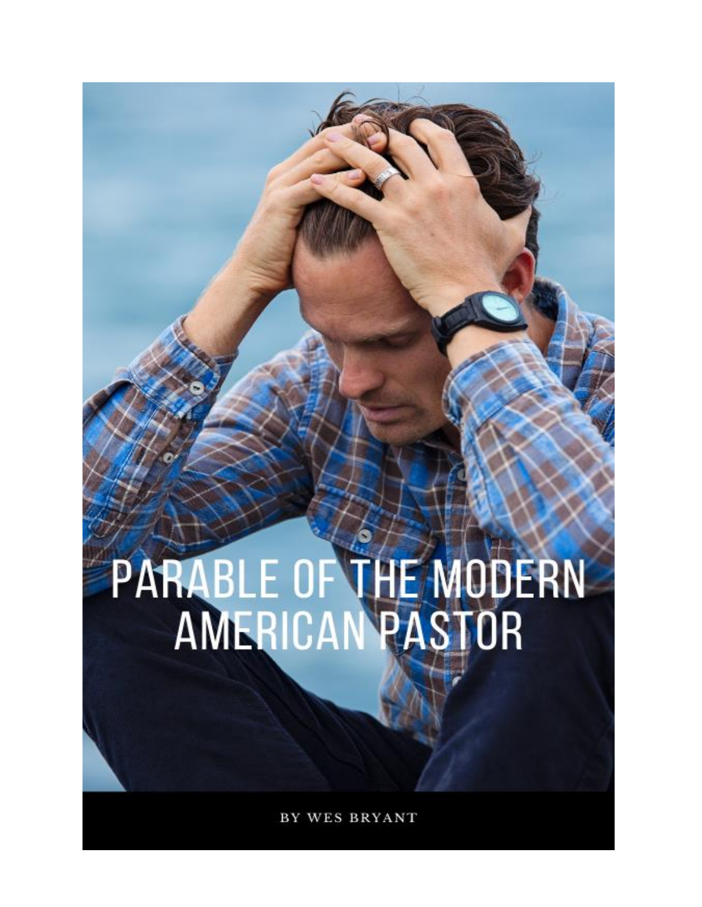# PARABLE OF THE MODERN AMERICAN PASTOR

BY WES BRYANT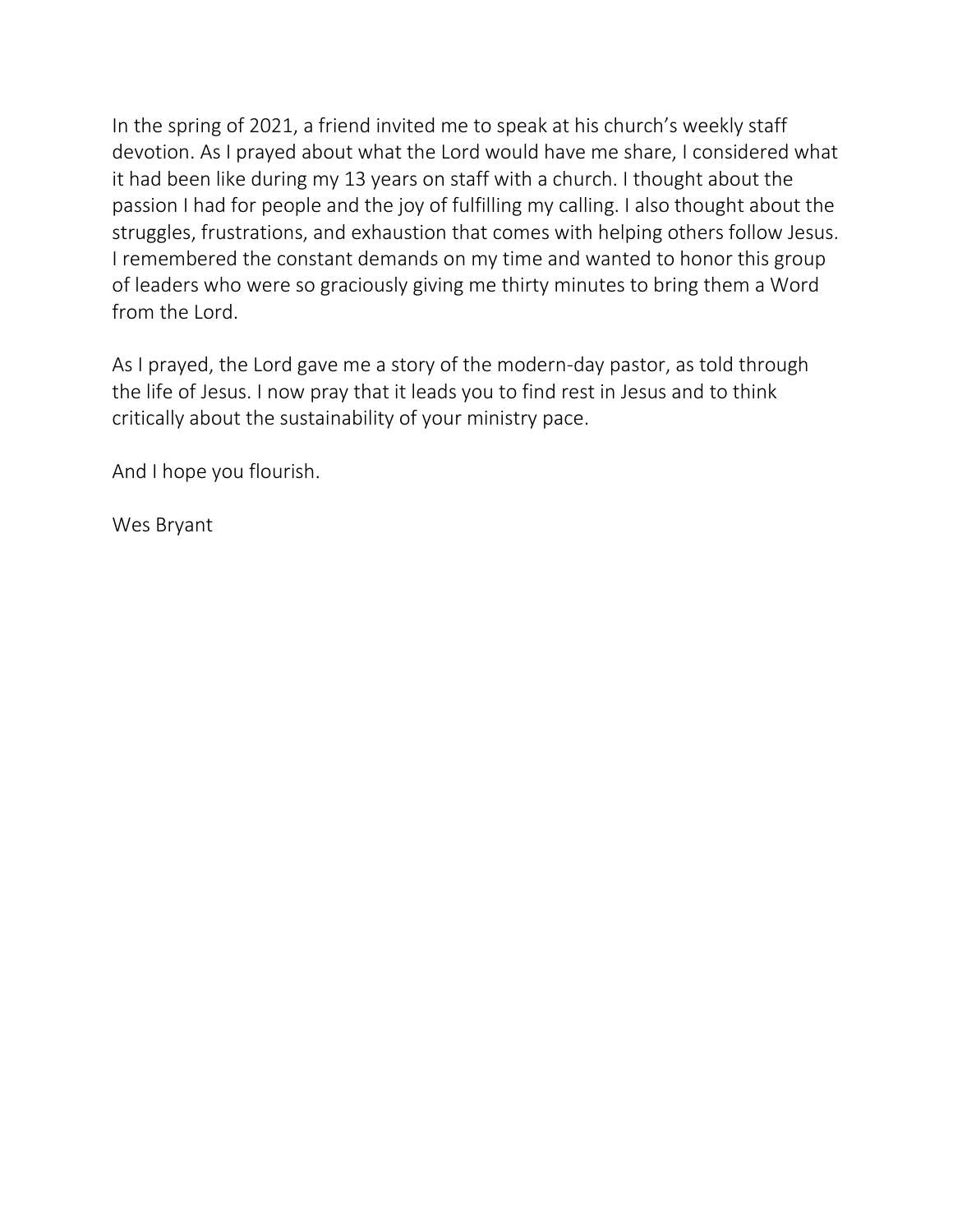In the spring of 2021, a friend invited me to speak at his church's weekly staff devotion. As I prayed about what the Lord would have me share, I considered what it had been like during my 13 years on staff with a church. I thought about the passion I had for people and the joy of fulfilling my calling. I also thought about the struggles, frustrations, and exhaustion that comes with helping others follow Jesus. I remembered the constant demands on my time and wanted to honor this group of leaders who were so graciously giving me thirty minutes to bring them a Word from the Lord.

As I prayed, the Lord gave me a story of the modern-day pastor, as told through the life of Jesus. I now pray that it leads you to find rest in Jesus and to think critically about the sustainability of your ministry pace.

And I hope you flourish.

Wes Bryant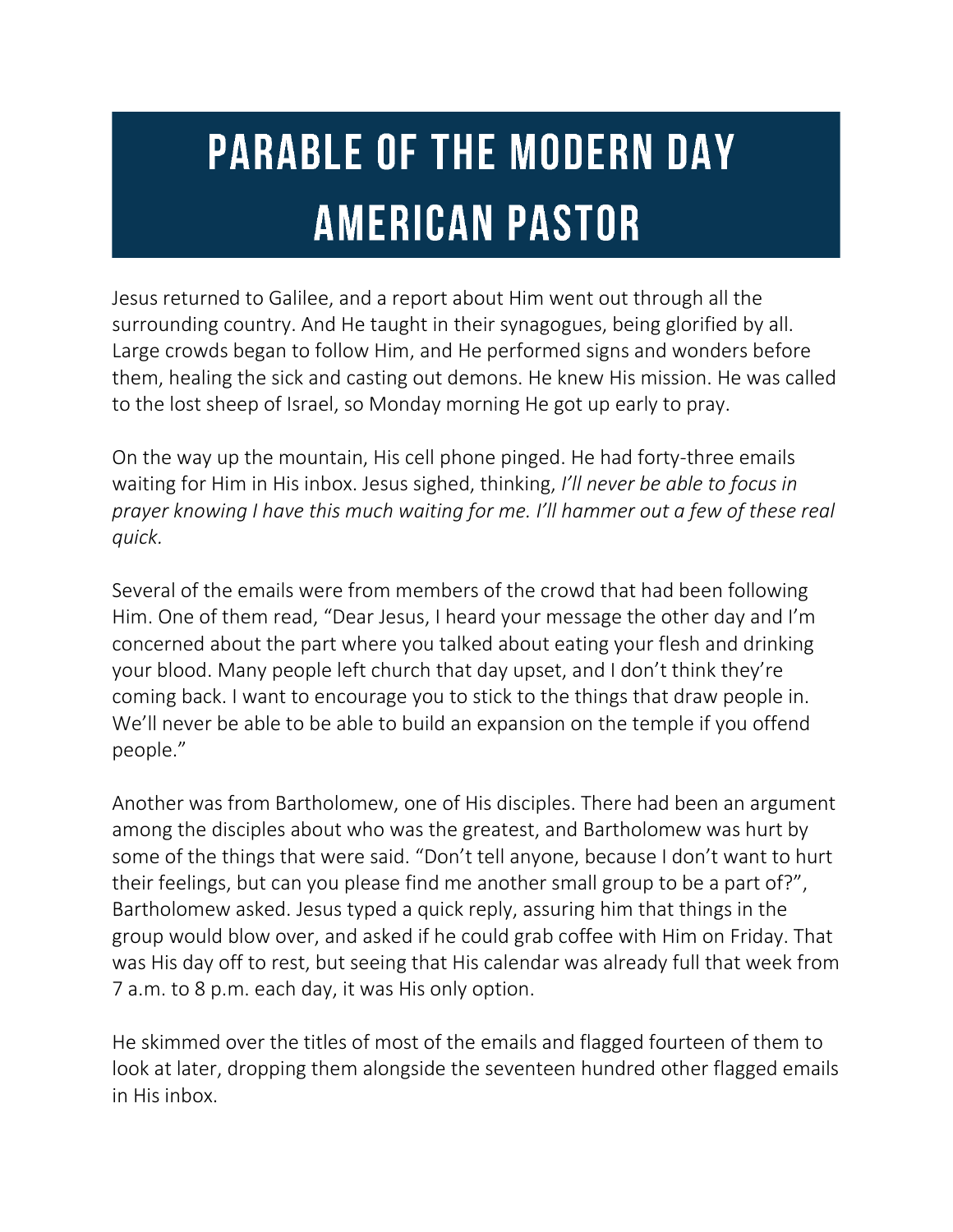# PARABLE OF THE MODERN DAY AMERICAN PASTOR

Jesus returned to Galilee, and a report about Him went out through all the surrounding country. And He taught in their synagogues, being glorified by all. Large crowds began to follow Him, and He performed signs and wonders before them, healing the sick and casting out demons. He knew His mission. He was called to the lost sheep of Israel, so Monday morning He got up early to pray.

On the way up the mountain, His cell phone pinged. He had forty-three emails waiting for Him in His inbox. Jesus sighed, thinking, *I'll never be able to focus in prayer knowing I have this much waiting for me. I'll hammer out a few of these real quick.*

Several of the emails were from members of the crowd that had been following Him. One of them read, "Dear Jesus, I heard your message the other day and I'm concerned about the part where you talked about eating your flesh and drinking your blood. Many people left church that day upset, and I don't think they're coming back. I want to encourage you to stick to the things that draw people in. We'll never be able to be able to build an expansion on the temple if you offend people."

Another was from Bartholomew, one of His disciples. There had been an argument among the disciples about who was the greatest, and Bartholomew was hurt by some of the things that were said. "Don't tell anyone, because I don't want to hurt their feelings, but can you please find me another small group to be a part of?", Bartholomew asked. Jesus typed a quick reply, assuring him that things in the group would blow over, and asked if he could grab coffee with Him on Friday. That was His day off to rest, but seeing that His calendar was already full that week from 7 a.m. to 8 p.m. each day, it was His only option.

He skimmed over the titles of most of the emails and flagged fourteen of them to look at later, dropping them alongside the seventeen hundred other flagged emails in His inbox.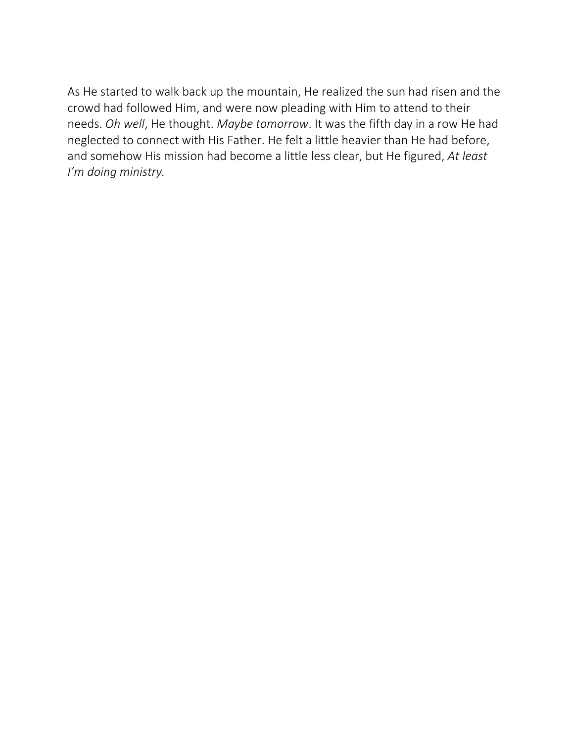As He started to walk back up the mountain, He realized the sun had risen and the crowd had followed Him, and were now pleading with Him to attend to their needs. *Oh well*, He thought. *Maybe tomorrow*. It was the fifth day in a row He had neglected to connect with His Father. He felt a little heavier than He had before, and somehow His mission had become a little less clear, but He figured, *At least I'm doing ministry.*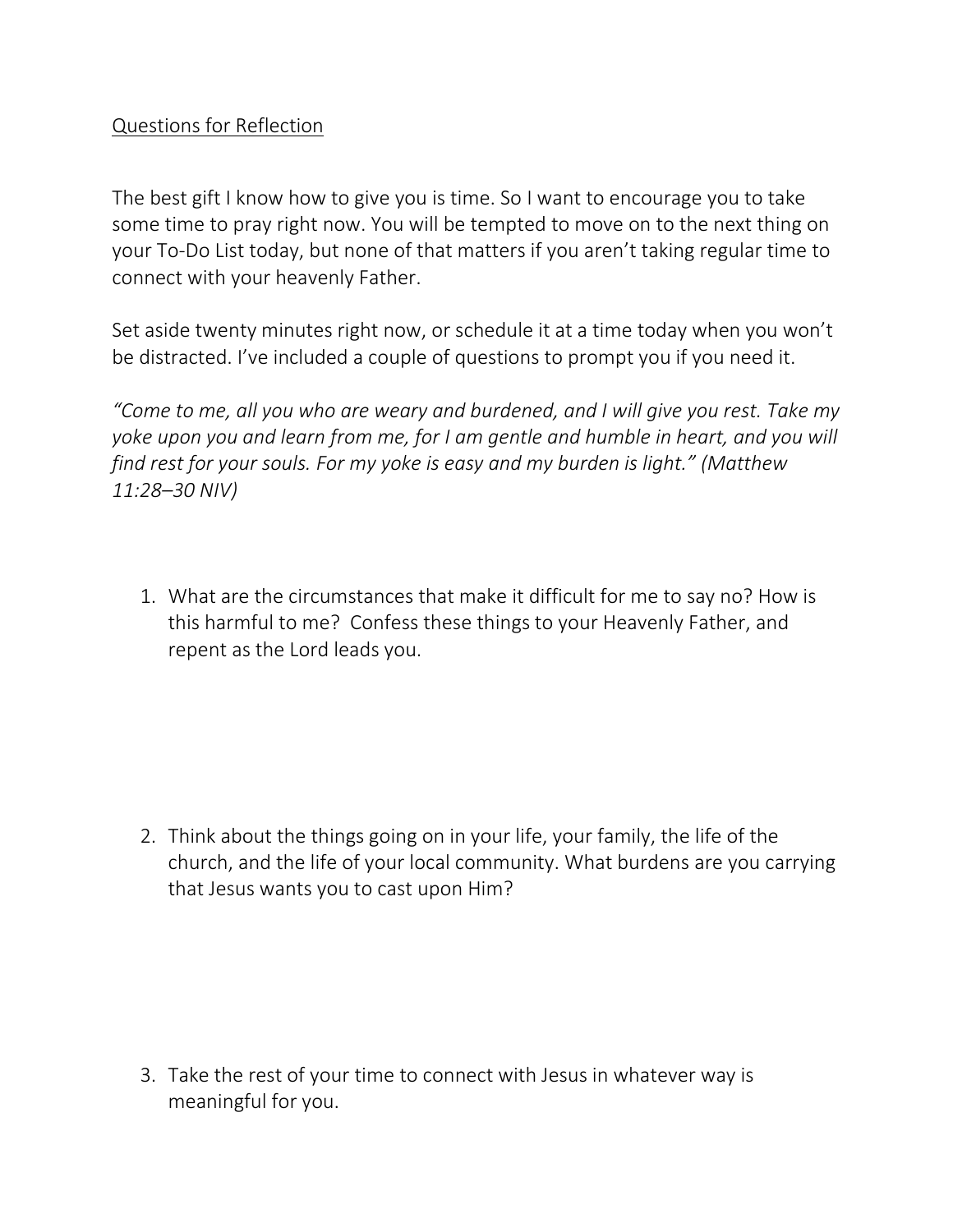<u>Questions for Reflection</u>

The best gift I know how to give you is time. So I want to encourage you to take some time to pray right now. You will be tempted to move on to the next thing on your To-Do List today, but none of that matters if you aren't taking regular time to connect with your heavenly Father.

Set aside twenty minutes right now, or schedule it at a time today when you won't be distracted. I've included a couple of questions to prompt you if you need it.

*"Come to me, all you who are weary and burdened, and I will give you rest. Take my yoke upon you and learn from me, for I am gentle and humble in heart, and you will find rest for your souls. For my yoke is easy and my burden is light." (Matthew 11:28–30 NIV)*

1. What are the circumstances that make it difficult for me to say no? How is this harmful to me? Confess these things to your Heavenly Father, and repent as the Lord leads you.

2. Think about the things going on in your life, your family, the life of the church, and the life of your local community. What burdens are you carrying that Jesus wants you to cast upon Him?

3. Take the rest of your time to connect with Jesus in whatever way is meaningful for you.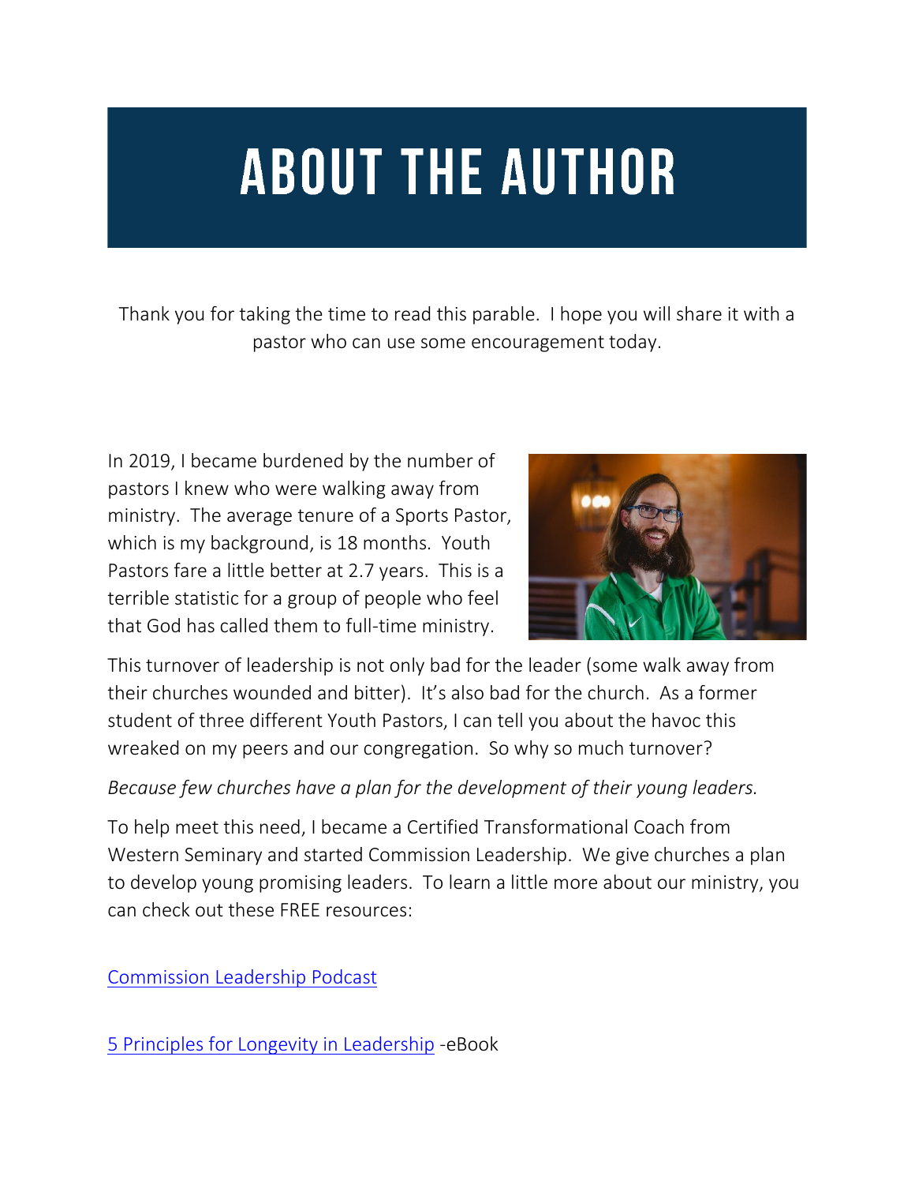# ABOUT THE AUTHOR

Thank you for taking the time to read this parable. I hope you will share it with a pastor who can use some encouragement today.

In 2019, I became burdened by the number of pastors I knew who were walking away from ministry. The average tenure of a Sports Pastor, which is my background, is 18 months. Youth Pastors fare a little better at 2.7 years. This is a terrible statistic for a group of people who feel that God has called them to full-time ministry.

This turnover of leadership is not only bad for the leader (some walk away from their churches wounded and bitter). It's also bad for the church. As a former student of three different Youth Pastors, I can tell you about the havoc this wreaked on my peers and our congregation. So why so much turnover?

*Because few churches have a plan for the development of their young leaders.*

To help meet this need, I became a Certified Transformational Coach from Western Seminary and started Commission Leadership. We give churches a plan to develop young promising leaders. To learn a little more about our ministry, you can check out these FREE resources:

Commission Leadership Podcast

5 Principles for Longevity in Leadership -eBook